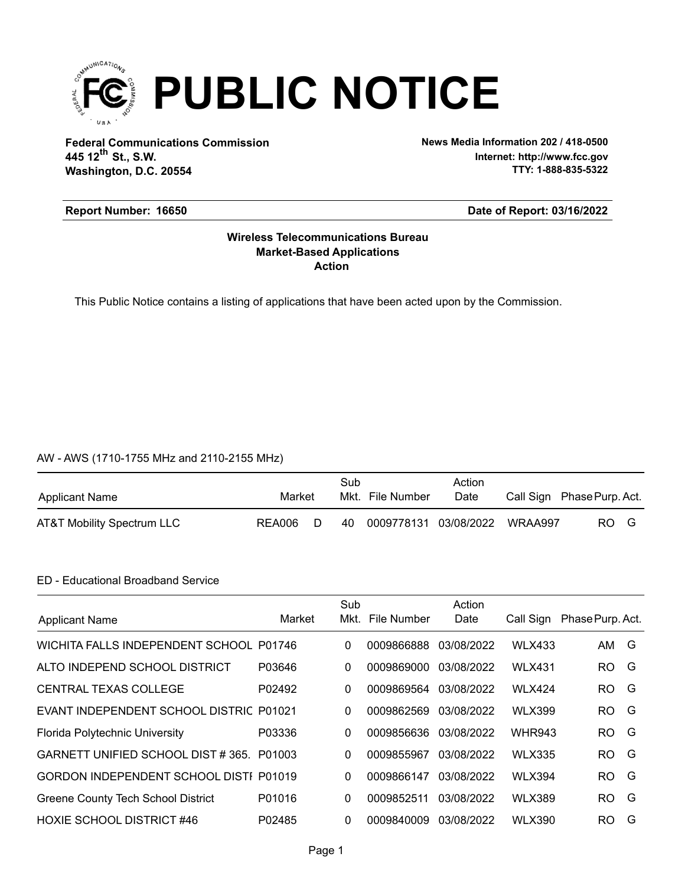# PUBLIC NOTICE

**Federal Communications Commission**
**445 12th St., S.W.**
**Washington, D.C. 20554**

**News Media Information 202 / 418-0500**
**Internet: http://www.fcc.gov**
**TTY: 1-888-835-5322**

**Report Number: 16650**

**Date of Report: 03/16/2022**

**Wireless Telecommunications Bureau**
**Market-Based Applications**
**Action**

This Public Notice contains a listing of applications that have been acted upon by the Commission.

AW - AWS (1710-1755 MHz and 2110-2155 MHz)

| Applicant Name | Market | | Sub Mkt. | File Number | Action Date | Call Sign | Phase | Purp. | Act. |
|---|---|---|---|---|---|---|---|---|---|
| AT&T Mobility Spectrum LLC | REA006 | D | 40 | 0009778131 | 03/08/2022 | WRAA997 | | RO | G |

ED - Educational Broadband Service

| Applicant Name | Market | Sub Mkt. | File Number | Action Date | Call Sign | Phase | Purp. | Act. |
|---|---|---|---|---|---|---|---|---|
| WICHITA FALLS INDEPENDENT SCHOOL | P01746 | 0 | 0009866888 | 03/08/2022 | WLX433 | | AM | G |
| ALTO INDEPEND SCHOOL DISTRICT | P03646 | 0 | 0009869000 | 03/08/2022 | WLX431 | | RO | G |
| CENTRAL TEXAS COLLEGE | P02492 | 0 | 0009869564 | 03/08/2022 | WLX424 | | RO | G |
| EVANT INDEPENDENT SCHOOL DISTRIC | P01021 | 0 | 0009862569 | 03/08/2022 | WLX399 | | RO | G |
| Florida Polytechnic University | P03336 | 0 | 0009856636 | 03/08/2022 | WHR943 | | RO | G |
| GARNETT UNIFIED SCHOOL DIST # 365. | P01003 | 0 | 0009855967 | 03/08/2022 | WLX335 | | RO | G |
| GORDON INDEPENDENT SCHOOL DISTI | P01019 | 0 | 0009866147 | 03/08/2022 | WLX394 | | RO | G |
| Greene County Tech School District | P01016 | 0 | 0009852511 | 03/08/2022 | WLX389 | | RO | G |
| HOXIE SCHOOL DISTRICT #46 | P02485 | 0 | 0009840009 | 03/08/2022 | WLX390 | | RO | G |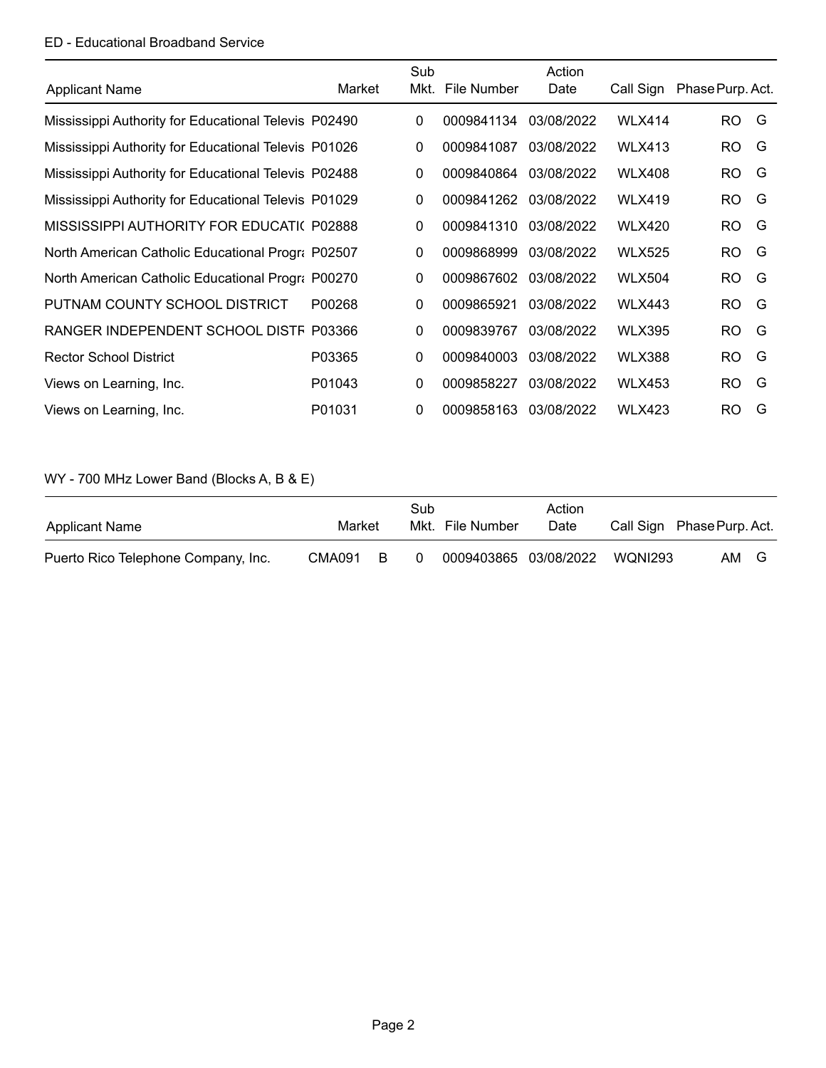ED - Educational Broadband Service

| Applicant Name | Market | Sub Mkt. | File Number | Action Date | Call Sign | Phase | Purp. | Act. |
|---|---|---|---|---|---|---|---|---|
| Mississippi Authority for Educational Televis | P02490 | 0 | 0009841134 | 03/08/2022 | WLX414 | | RO | G |
| Mississippi Authority for Educational Televis | P01026 | 0 | 0009841087 | 03/08/2022 | WLX413 | | RO | G |
| Mississippi Authority for Educational Televis | P02488 | 0 | 0009840864 | 03/08/2022 | WLX408 | | RO | G |
| Mississippi Authority for Educational Televis | P01029 | 0 | 0009841262 | 03/08/2022 | WLX419 | | RO | G |
| MISSISSIPPI AUTHORITY FOR EDUCATI( | P02888 | 0 | 0009841310 | 03/08/2022 | WLX420 | | RO | G |
| North American Catholic Educational Progra | P02507 | 0 | 0009868999 | 03/08/2022 | WLX525 | | RO | G |
| North American Catholic Educational Progra | P00270 | 0 | 0009867602 | 03/08/2022 | WLX504 | | RO | G |
| PUTNAM COUNTY SCHOOL DISTRICT | P00268 | 0 | 0009865921 | 03/08/2022 | WLX443 | | RO | G |
| RANGER INDEPENDENT SCHOOL DISTF | P03366 | 0 | 0009839767 | 03/08/2022 | WLX395 | | RO | G |
| Rector School District | P03365 | 0 | 0009840003 | 03/08/2022 | WLX388 | | RO | G |
| Views on Learning, Inc. | P01043 | 0 | 0009858227 | 03/08/2022 | WLX453 | | RO | G |
| Views on Learning, Inc. | P01031 | 0 | 0009858163 | 03/08/2022 | WLX423 | | RO | G |

WY - 700 MHz Lower Band (Blocks A, B & E)

| Applicant Name | Market | Sub Mkt. | File Number | Action Date | Call Sign | Phase | Purp. | Act. |
|---|---|---|---|---|---|---|---|---|
| Puerto Rico Telephone Company, Inc. | CMA091 B | 0 | 0009403865 | 03/08/2022 | WQNI293 | | AM | G |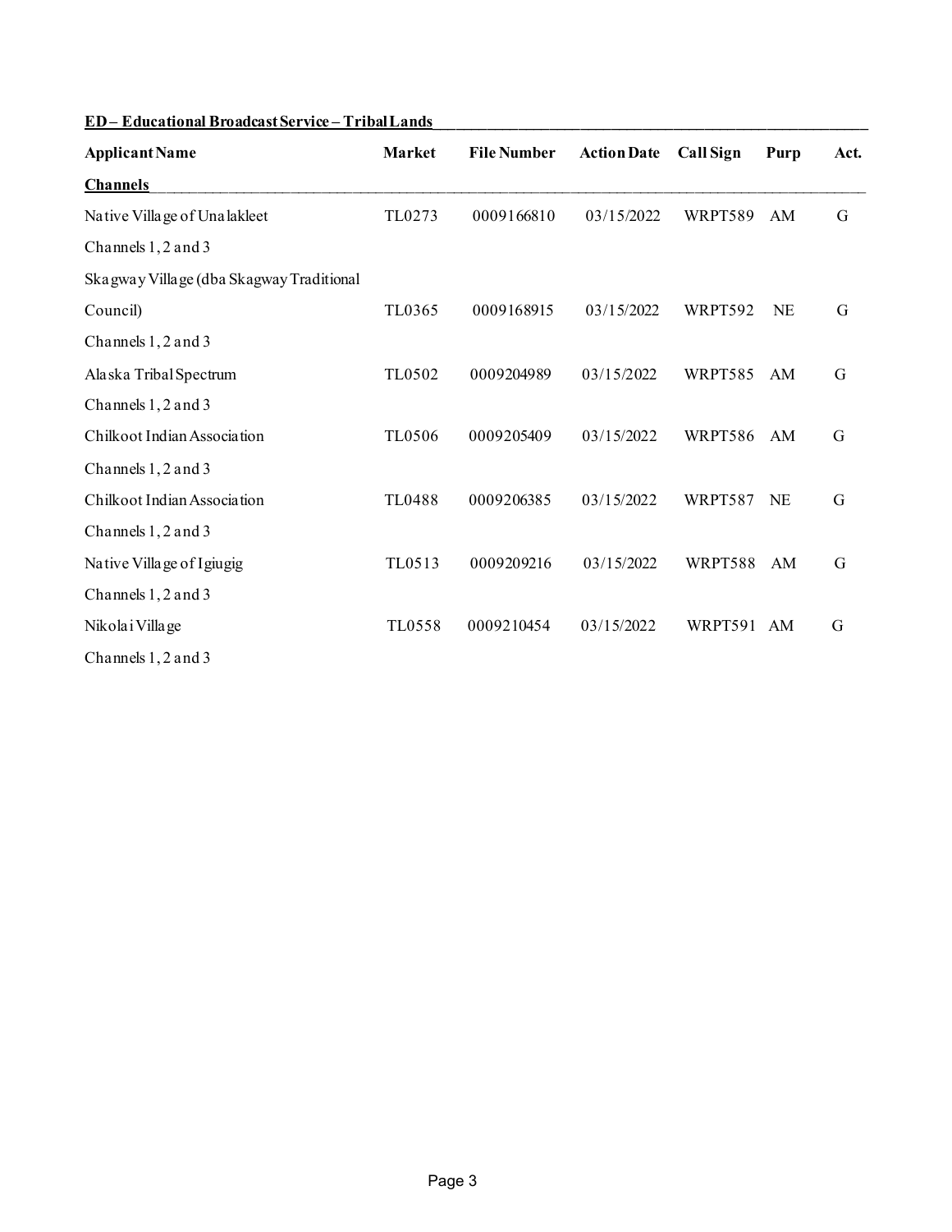**ED – Educational Broadcast Service – Tribal Lands**

| Applicant Name | Market | File Number | Action Date | Call Sign | Purp | Act. |
|---|---|---|---|---|---|---|
| **Channels** | | | | | | |
| Native Village of Unalakleet<br>Channels 1, 2 and 3 | TL0273 | 0009166810 | 03/15/2022 | WRPT589 | AM | G |
| Skagway Village (dba Skagway Traditional Council)<br>Channels 1, 2 and 3 | TL0365 | 0009168915 | 03/15/2022 | WRPT592 | NE | G |
| Alaska Tribal Spectrum<br>Channels 1, 2 and 3 | TL0502 | 0009204989 | 03/15/2022 | WRPT585 | AM | G |
| Chilkoot Indian Association<br>Channels 1, 2 and 3 | TL0506 | 0009205409 | 03/15/2022 | WRPT586 | AM | G |
| Chilkoot Indian Association<br>Channels 1, 2 and 3 | TL0488 | 0009206385 | 03/15/2022 | WRPT587 | NE | G |
| Native Village of Igiugig<br>Channels 1, 2 and 3 | TL0513 | 0009209216 | 03/15/2022 | WRPT588 | AM | G |
| Nikolai Village<br>Channels 1, 2 and 3 | TL0558 | 0009210454 | 03/15/2022 | WRPT591 | AM | G |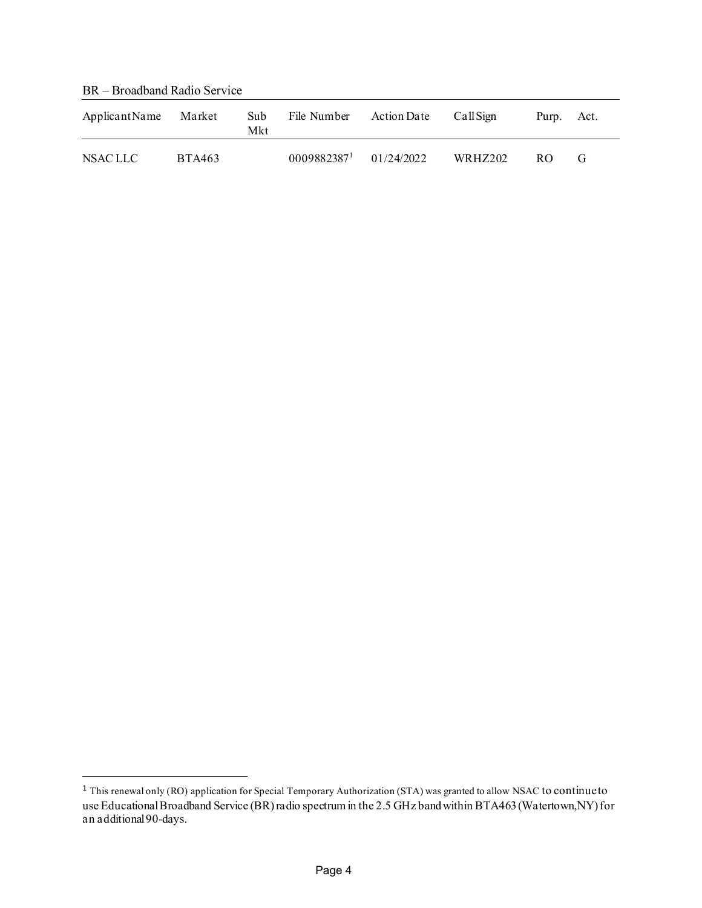BR – Broadband Radio Service

| Applicant Name | Market | Sub Mkt | File Number | Action Date | Call Sign | Purp. | Act. |
|---|---|---|---|---|---|---|---|
| NSAC LLC | BTA463 | | 0009882387[1] | 01/24/2022 | WRHZ202 | RO | G |

[1] This renewal only (RO) application for Special Temporary Authorization (STA) was granted to allow NSAC to continue to use Educational Broadband Service (BR) radio spectrum in the 2.5 GHz band within BTA463 (Watertown, NY) for an additional 90-days.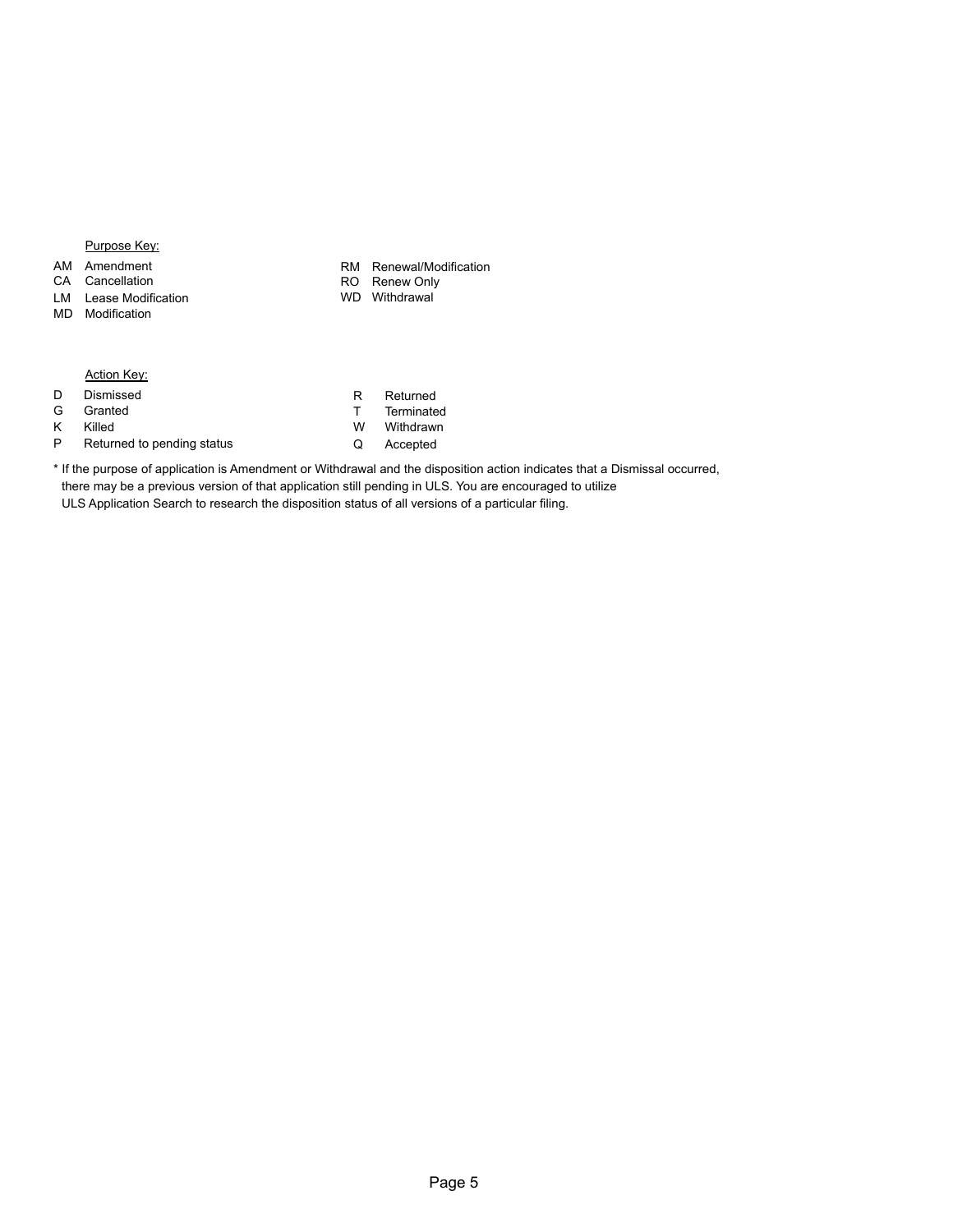Purpose Key:

| | |
|---|---|
| AM Amendment | RM Renewal/Modification |
| CA Cancellation | RO Renew Only |
| LM Lease Modification | WD Withdrawal |
| MD Modification | |

Action Key:

| | |
|---|---|
| D Dismissed | R Returned |
| G Granted | T Terminated |
| K Killed | W Withdrawn |
| P Returned to pending status | Q Accepted |

* If the purpose of application is Amendment or Withdrawal and the disposition action indicates that a Dismissal occurred, there may be a previous version of that application still pending in ULS. You are encouraged to utilize ULS Application Search to research the disposition status of all versions of a particular filing.